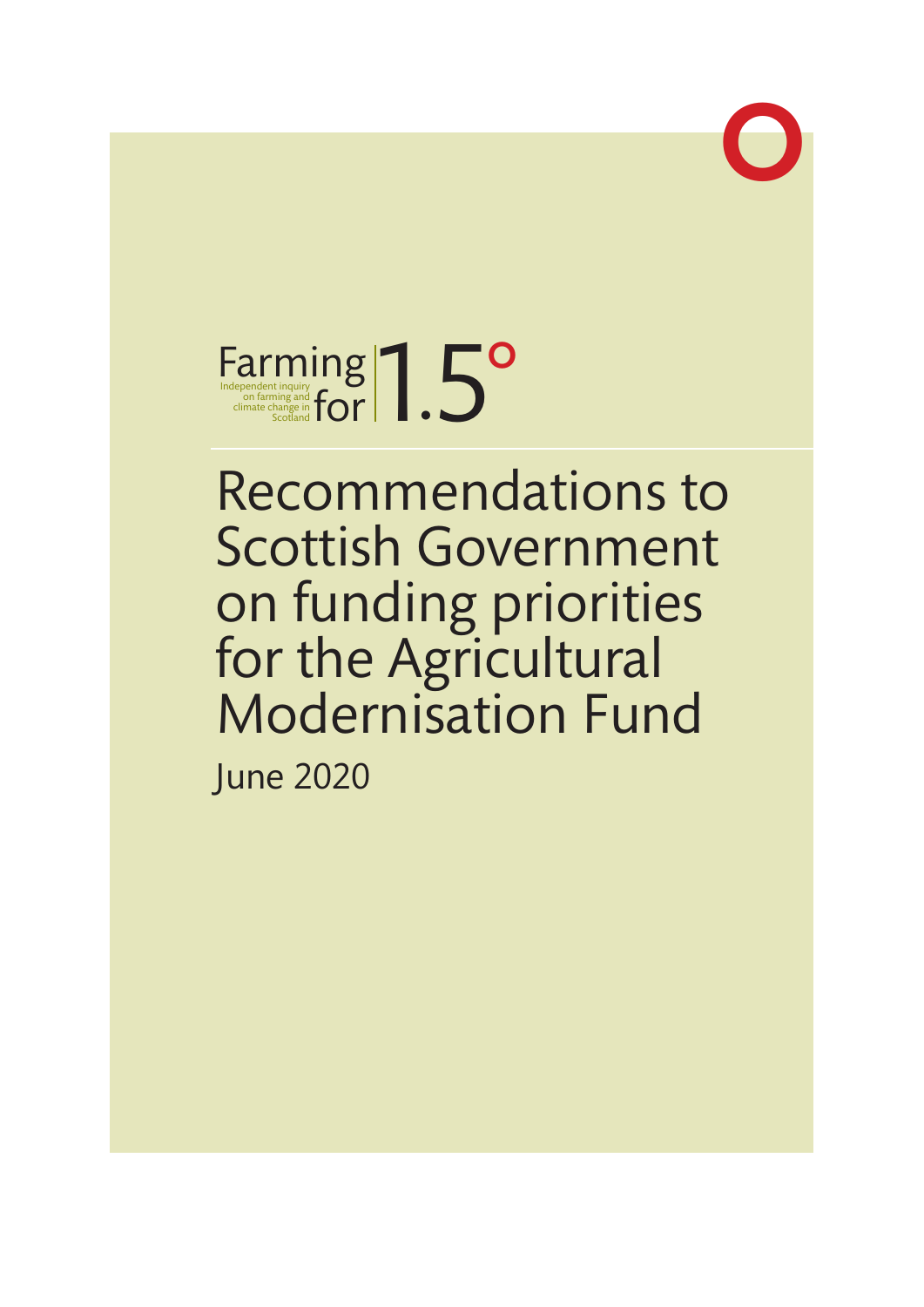Farming for 1.5°

Independent inquiry on farming and climate change in Scotland

# Recommendations to Scottish Government on funding priorities for the Agricultural Modernisation Fund

June 2020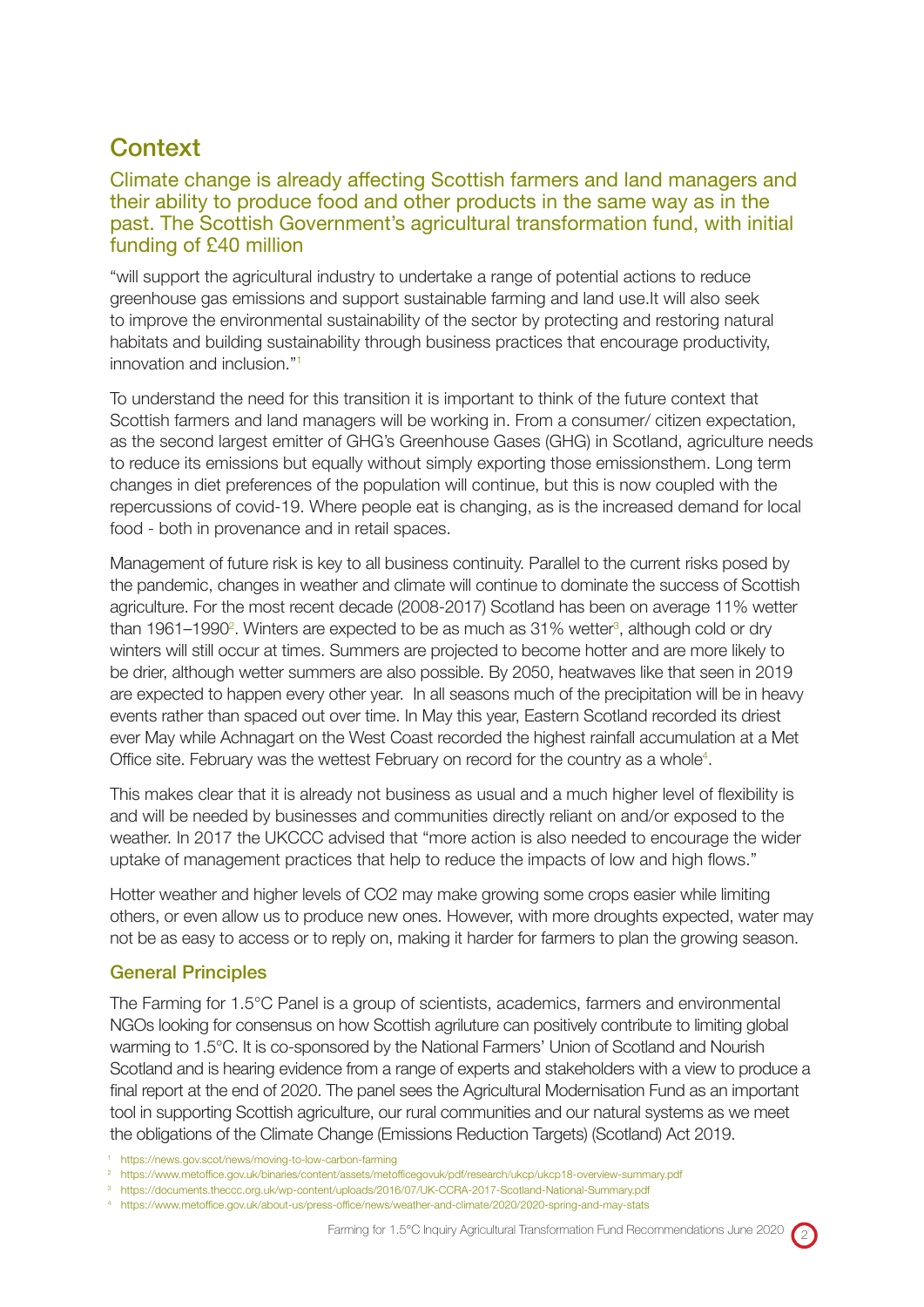## Context

### Climate change is already affecting Scottish farmers and land managers and their ability to produce food and other products in the same way as in the past. The Scottish Government's agricultural transformation fund, with initial funding of £40 million

"will support the agricultural industry to undertake a range of potential actions to reduce greenhouse gas emissions and support sustainable farming and land use.It will also seek to improve the environmental sustainability of the sector by protecting and restoring natural habitats and building sustainability through business practices that encourage productivity, innovation and inclusion."[1]

To understand the need for this transition it is important to think of the future context that Scottish farmers and land managers will be working in. From a consumer/ citizen expectation, as the second largest emitter of GHG's Greenhouse Gases (GHG) in Scotland, agriculture needs to reduce its emissions but equally without simply exporting those emissionsthem. Long term changes in diet preferences of the population will continue, but this is now coupled with the repercussions of covid-19. Where people eat is changing, as is the increased demand for local food - both in provenance and in retail spaces.

Management of future risk is key to all business continuity. Parallel to the current risks posed by the pandemic, changes in weather and climate will continue to dominate the success of Scottish agriculture. For the most recent decade (2008-2017) Scotland has been on average 11% wetter than 1961–1990[2]. Winters are expected to be as much as 31% wetter[3], although cold or dry winters will still occur at times. Summers are projected to become hotter and are more likely to be drier, although wetter summers are also possible. By 2050, heatwaves like that seen in 2019 are expected to happen every other year. In all seasons much of the precipitation will be in heavy events rather than spaced out over time. In May this year, Eastern Scotland recorded its driest ever May while Achnagart on the West Coast recorded the highest rainfall accumulation at a Met Office site. February was the wettest February on record for the country as a whole[4].

This makes clear that it is already not business as usual and a much higher level of flexibility is and will be needed by businesses and communities directly reliant on and/or exposed to the weather. In 2017 the UKCCC advised that "more action is also needed to encourage the wider uptake of management practices that help to reduce the impacts of low and high flows."

Hotter weather and higher levels of $CO_2$ may make growing some crops easier while limiting others, or even allow us to produce new ones. However, with more droughts expected, water may not be as easy to access or to reply on, making it harder for farmers to plan the growing season.

### General Principles

The Farming for 1.5°C Panel is a group of scientists, academics, farmers and environmental NGOs looking for consensus on how Scottish agriluture can positively contribute to limiting global warming to 1.5°C. It is co-sponsored by the National Farmers' Union of Scotland and Nourish Scotland and is hearing evidence from a range of experts and stakeholders with a view to produce a final report at the end of 2020. The panel sees the Agricultural Modernisation Fund as an important tool in supporting Scottish agriculture, our rural communities and our natural systems as we meet the obligations of the Climate Change (Emissions Reduction Targets) (Scotland) Act 2019.

[1] https://news.gov.scot/news/moving-to-low-carbon-farming

[2] https://www.metoffice.gov.uk/binaries/content/assets/metofficegovuk/pdf/research/ukcp/ukcp18-overview-summary.pdf

[3] https://documents.theccc.org.uk/wp-content/uploads/2016/07/UK-CCRA-2017-Scotland-National-Summary.pdf

[4] https://www.metoffice.gov.uk/about-us/press-office/news/weather-and-climate/2020/2020-spring-and-may-stats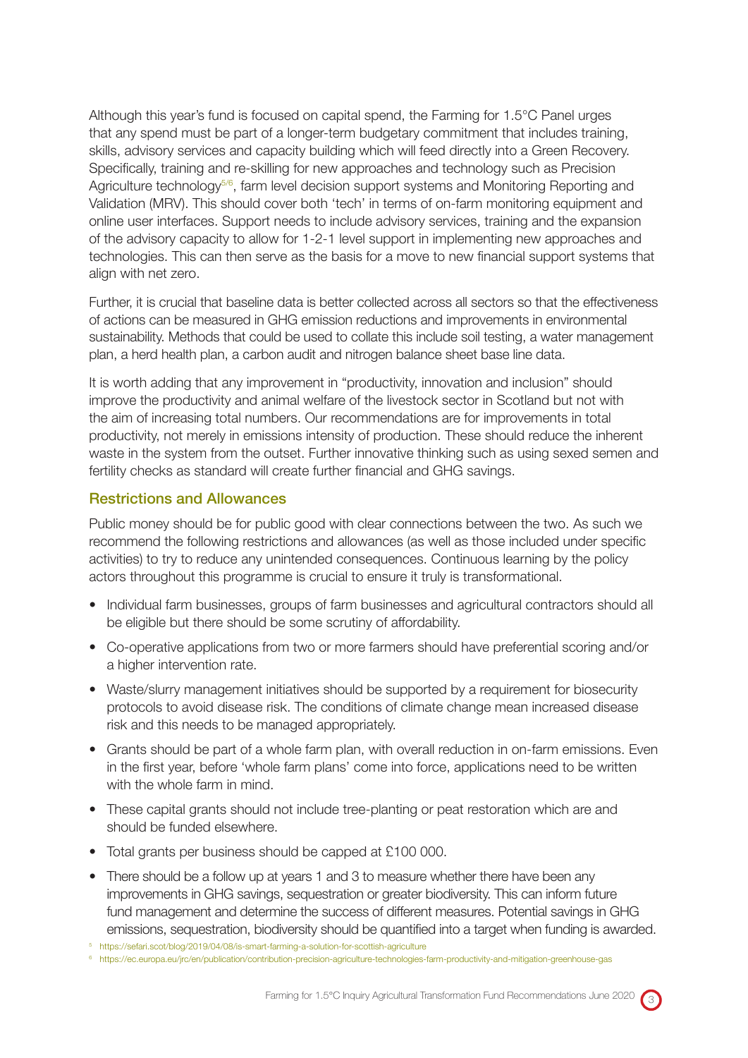Although this year's fund is focused on capital spend, the Farming for 1.5°C Panel urges that any spend must be part of a longer-term budgetary commitment that includes training, skills, advisory services and capacity building which will feed directly into a Green Recovery. Specifically, training and re-skilling for new approaches and technology such as Precision Agriculture technology[5/6], farm level decision support systems and Monitoring Reporting and Validation (MRV). This should cover both 'tech' in terms of on-farm monitoring equipment and online user interfaces. Support needs to include advisory services, training and the expansion of the advisory capacity to allow for 1-2-1 level support in implementing new approaches and technologies. This can then serve as the basis for a move to new financial support systems that align with net zero.

Further, it is crucial that baseline data is better collected across all sectors so that the effectiveness of actions can be measured in GHG emission reductions and improvements in environmental sustainability. Methods that could be used to collate this include soil testing, a water management plan, a herd health plan, a carbon audit and nitrogen balance sheet base line data.

It is worth adding that any improvement in "productivity, innovation and inclusion" should improve the productivity and animal welfare of the livestock sector in Scotland but not with the aim of increasing total numbers. Our recommendations are for improvements in total productivity, not merely in emissions intensity of production. These should reduce the inherent waste in the system from the outset. Further innovative thinking such as using sexed semen and fertility checks as standard will create further financial and GHG savings.

## Restrictions and Allowances

Public money should be for public good with clear connections between the two. As such we recommend the following restrictions and allowances (as well as those included under specific activities) to try to reduce any unintended consequences. Continuous learning by the policy actors throughout this programme is crucial to ensure it truly is transformational.

- Individual farm businesses, groups of farm businesses and agricultural contractors should all be eligible but there should be some scrutiny of affordability.
- Co-operative applications from two or more farmers should have preferential scoring and/or a higher intervention rate.
- Waste/slurry management initiatives should be supported by a requirement for biosecurity protocols to avoid disease risk. The conditions of climate change mean increased disease risk and this needs to be managed appropriately.
- Grants should be part of a whole farm plan, with overall reduction in on-farm emissions. Even in the first year, before 'whole farm plans' come into force, applications need to be written with the whole farm in mind.
- These capital grants should not include tree-planting or peat restoration which are and should be funded elsewhere.
- Total grants per business should be capped at £100 000.
- There should be a follow up at years 1 and 3 to measure whether there have been any improvements in GHG savings, sequestration or greater biodiversity. This can inform future fund management and determine the success of different measures. Potential savings in GHG emissions, sequestration, biodiversity should be quantified into a target when funding is awarded.

[5] https://sefari.scot/blog/2019/04/08/is-smart-farming-a-solution-for-scottish-agriculture

[6] https://ec.europa.eu/jrc/en/publication/contribution-precision-agriculture-technologies-farm-productivity-and-mitigation-greenhouse-gas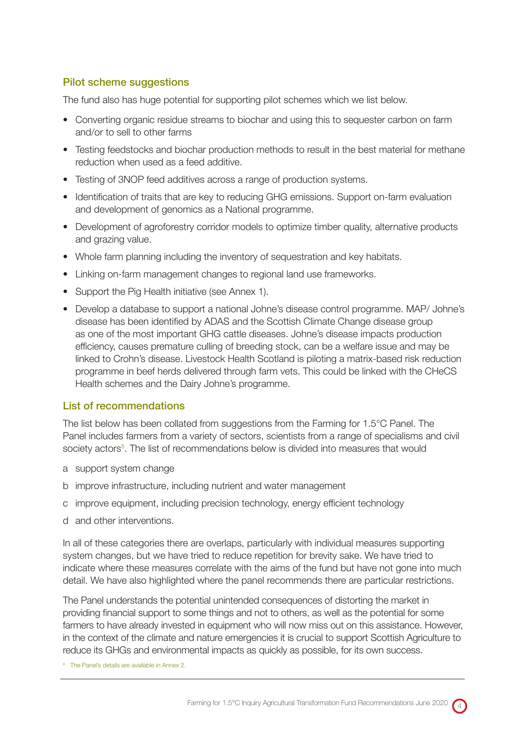## Pilot scheme suggestions

The fund also has huge potential for supporting pilot schemes which we list below.

- Converting organic residue streams to biochar and using this to sequester carbon on farm and/or to sell to other farms
- Testing feedstocks and biochar production methods to result in the best material for methane reduction when used as a feed additive.
- Testing of 3NOP feed additives across a range of production systems.
- Identification of traits that are key to reducing GHG emissions. Support on-farm evaluation and development of genomics as a National programme.
- Development of agroforestry corridor models to optimize timber quality, alternative products and grazing value.
- Whole farm planning including the inventory of sequestration and key habitats.
- Linking on-farm management changes to regional land use frameworks.
- Support the Pig Health initiative (see Annex 1).
- Develop a database to support a national Johne's disease control programme. MAP/ Johne's disease has been identified by ADAS and the Scottish Climate Change disease group as one of the most important GHG cattle diseases. Johne's disease impacts production efficiency, causes premature culling of breeding stock, can be a welfare issue and may be linked to Crohn's disease. Livestock Health Scotland is piloting a matrix-based risk reduction programme in beef herds delivered through farm vets. This could be linked with the CHeCS Health schemes and the Dairy Johne's programme.

## List of recommendations

The list below has been collated from suggestions from the Farming for 1.5°C Panel. The Panel includes farmers from a variety of sectors, scientists from a range of specialisms and civil society actors[8]. The list of recommendations below is divided into measures that would

a support system change

b improve infrastructure, including nutrient and water management

c improve equipment, including precision technology, energy efficient technology

d and other interventions.

In all of these categories there are overlaps, particularly with individual measures supporting system changes, but we have tried to reduce repetition for brevity sake. We have tried to indicate where these measures correlate with the aims of the fund but have not gone into much detail. We have also highlighted where the panel recommends there are particular restrictions.

The Panel understands the potential unintended consequences of distorting the market in providing financial support to some things and not to others, as well as the potential for some farmers to have already invested in equipment who will now miss out on this assistance. However, in the context of the climate and nature emergencies it is crucial to support Scottish Agriculture to reduce its GHGs and environmental impacts as quickly as possible, for its own success.

[8] The Panel's details are available in Annex 2.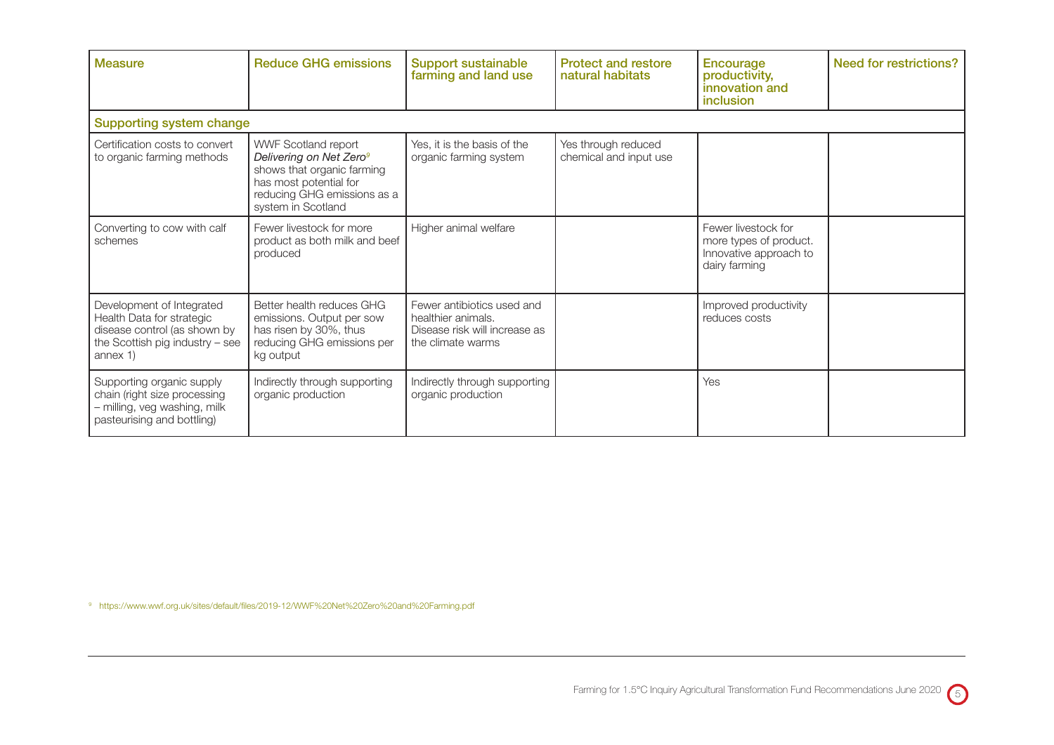| Measure | Reduce GHG emissions | Support sustainable farming and land use | Protect and restore natural habitats | Encourage productivity, innovation and inclusion | Need for restrictions? |
| --- | --- | --- | --- | --- | --- |
| **Supporting system change** | | | | | |
| Certification costs to convert to organic farming methods | WWF Scotland report *Delivering on Net Zero*[9] shows that organic farming has most potential for reducing GHG emissions as a system in Scotland | Yes, it is the basis of the organic farming system | Yes through reduced chemical and input use | | |
| Converting to cow with calf schemes | Fewer livestock for more product as both milk and beef produced | Higher animal welfare | | Fewer livestock for more types of product. Innovative approach to dairy farming | |
| Development of Integrated Health Data for strategic disease control (as shown by the Scottish pig industry – see annex 1) | Better health reduces GHG emissions. Output per sow has risen by 30%, thus reducing GHG emissions per kg output | Fewer antibiotics used and healthier animals. Disease risk will increase as the climate warms | | Improved productivity reduces costs | |
| Supporting organic supply chain (right size processing – milling, veg washing, milk pasteurising and bottling) | Indirectly through supporting organic production | Indirectly through supporting organic production | | Yes | |

[9] https://www.wwf.org.uk/sites/default/files/2019-12/WWF%20Net%20Zero%20and%20Farming.pdf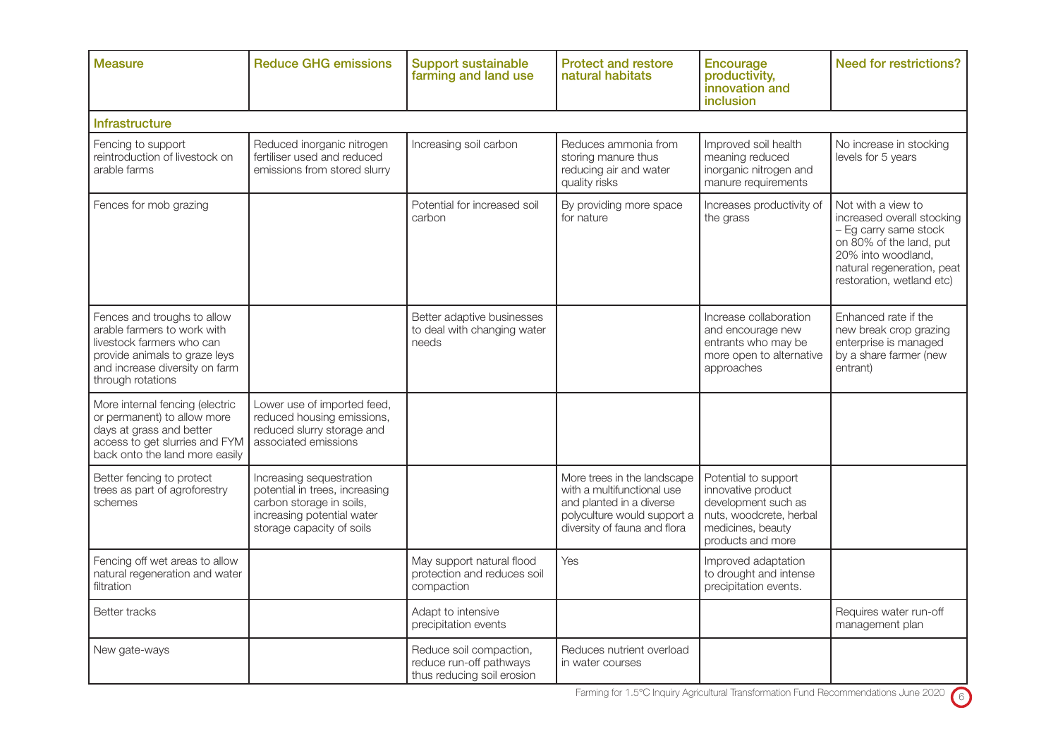| Measure | Reduce GHG emissions | Support sustainable farming and land use | Protect and restore natural habitats | Encourage productivity, innovation and inclusion | Need for restrictions? |
|---|---|---|---|---|---|
| **Infrastructure** | | | | | |
| Fencing to support reintroduction of livestock on arable farms | Reduced inorganic nitrogen fertiliser used and reduced emissions from stored slurry | Increasing soil carbon | Reduces ammonia from storing manure thus reducing air and water quality risks | Improved soil health meaning reduced inorganic nitrogen and manure requirements | No increase in stocking levels for 5 years |
| Fences for mob grazing | | Potential for increased soil carbon | By providing more space for nature | Increases productivity of the grass | Not with a view to increased overall stocking – Eg carry same stock on 80% of the land, put 20% into woodland, natural regeneration, peat restoration, wetland etc) |
| Fences and troughs to allow arable farmers to work with livestock farmers who can provide animals to graze leys and increase diversity on farm through rotations | | Better adaptive businesses to deal with changing water needs | | Increase collaboration and encourage new entrants who may be more open to alternative approaches | Enhanced rate if the new break crop grazing enterprise is managed by a share farmer (new entrant) |
| More internal fencing (electric or permanent) to allow more days at grass and better access to get slurries and FYM back onto the land more easily | Lower use of imported feed, reduced housing emissions, reduced slurry storage and associated emissions | | | | |
| Better fencing to protect trees as part of agroforestry schemes | Increasing sequestration potential in trees, increasing carbon storage in soils, increasing potential water storage capacity of soils | | More trees in the landscape with a multifunctional use and planted in a diverse polyculture would support a diversity of fauna and flora | Potential to support innovative product development such as nuts, woodcrete, herbal medicines, beauty products and more | |
| Fencing off wet areas to allow natural regeneration and water filtration | | May support natural flood protection and reduces soil compaction | Yes | Improved adaptation to drought and intense precipitation events. | |
| Better tracks | | Adapt to intensive precipitation events | | | Requires water run-off management plan |
| New gate-ways | | Reduce soil compaction, reduce run-off pathways thus reducing soil erosion | Reduces nutrient overload in water courses | | |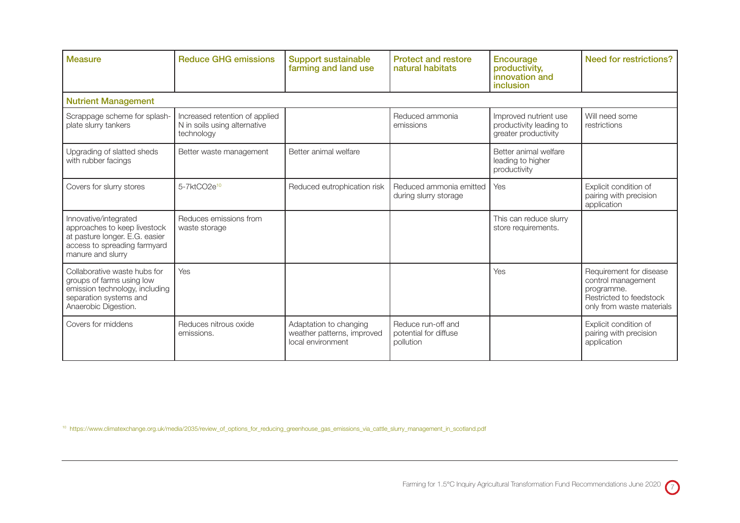| Measure | Reduce GHG emissions | Support sustainable farming and land use | Protect and restore natural habitats | Encourage productivity, innovation and inclusion | Need for restrictions? |
|---|---|---|---|---|---|
| **Nutrient Management** | | | | | |
| Scrappage scheme for splash-plate slurry tankers | Increased retention of applied N in soils using alternative technology | | Reduced ammonia emissions | Improved nutrient use productivity leading to greater productivity | Will need some restrictions |
| Upgrading of slatted sheds with rubber facings | Better waste management | Better animal welfare | | Better animal welfare leading to higher productivity | |
| Covers for slurry stores | 5-7ktCO2e[10] | Reduced eutrophication risk | Reduced ammonia emitted during slurry storage | Yes | Explicit condition of pairing with precision application |
| Innovative/integrated approaches to keep livestock at pasture longer. E.G. easier access to spreading farmyard manure and slurry | Reduces emissions from waste storage | | | This can reduce slurry store requirements. | |
| Collaborative waste hubs for groups of farms using low emission technology, including separation systems and Anaerobic Digestion. | Yes | | | Yes | Requirement for disease control management programme. Restricted to feedstock only from waste materials |
| Covers for middens | Reduces nitrous oxide emissions. | Adaptation to changing weather patterns, improved local environment | Reduce run-off and potential for diffuse pollution | | Explicit condition of pairing with precision application |

[10] https://www.climatexchange.org.uk/media/2035/review_of_options_for_reducing_greenhouse_gas_emissions_via_cattle_slurry_management_in_scotland.pdf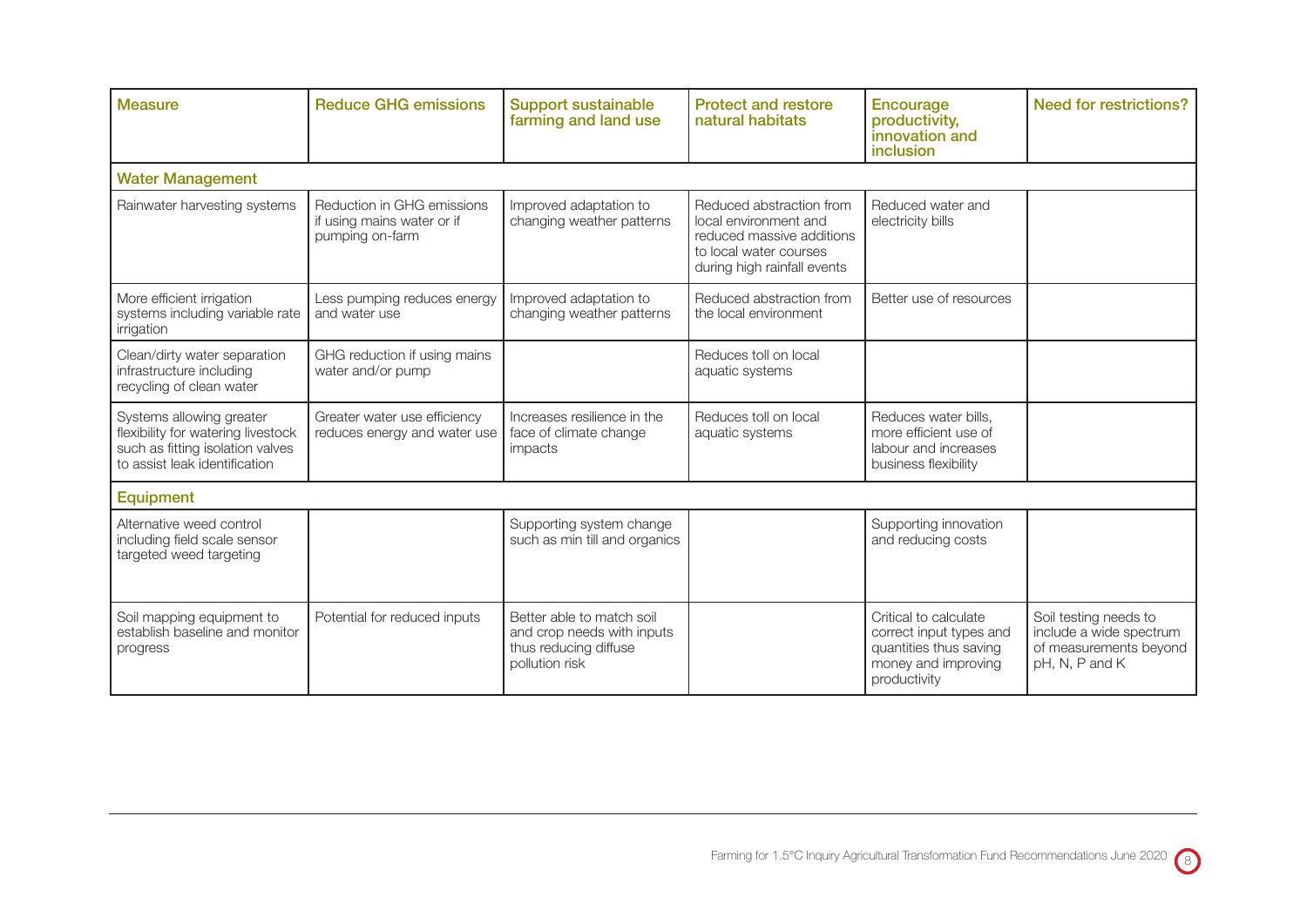| Measure | Reduce GHG emissions | Support sustainable farming and land use | Protect and restore natural habitats | Encourage productivity, innovation and inclusion | Need for restrictions? |
|---|---|---|---|---|---|
| **Water Management** | | | | | |
| Rainwater harvesting systems | Reduction in GHG emissions if using mains water or if pumping on-farm | Improved adaptation to changing weather patterns | Reduced abstraction from local environment and reduced massive additions to local water courses during high rainfall events | Reduced water and electricity bills | |
| More efficient irrigation systems including variable rate irrigation | Less pumping reduces energy and water use | Improved adaptation to changing weather patterns | Reduced abstraction from the local environment | Better use of resources | |
| Clean/dirty water separation infrastructure including recycling of clean water | GHG reduction if using mains water and/or pump | | Reduces toll on local aquatic systems | | |
| Systems allowing greater flexibility for watering livestock such as fitting isolation valves to assist leak identification | Greater water use efficiency reduces energy and water use | Increases resilience in the face of climate change impacts | Reduces toll on local aquatic systems | Reduces water bills, more efficient use of labour and increases business flexibility | |
| **Equipment** | | | | | |
| Alternative weed control including field scale sensor targeted weed targeting | | Supporting system change such as min till and organics | | Supporting innovation and reducing costs | |
| Soil mapping equipment to establish baseline and monitor progress | Potential for reduced inputs | Better able to match soil and crop needs with inputs thus reducing diffuse pollution risk | | Critical to calculate correct input types and quantities thus saving money and improving productivity | Soil testing needs to include a wide spectrum of measurements beyond pH, N, P and K |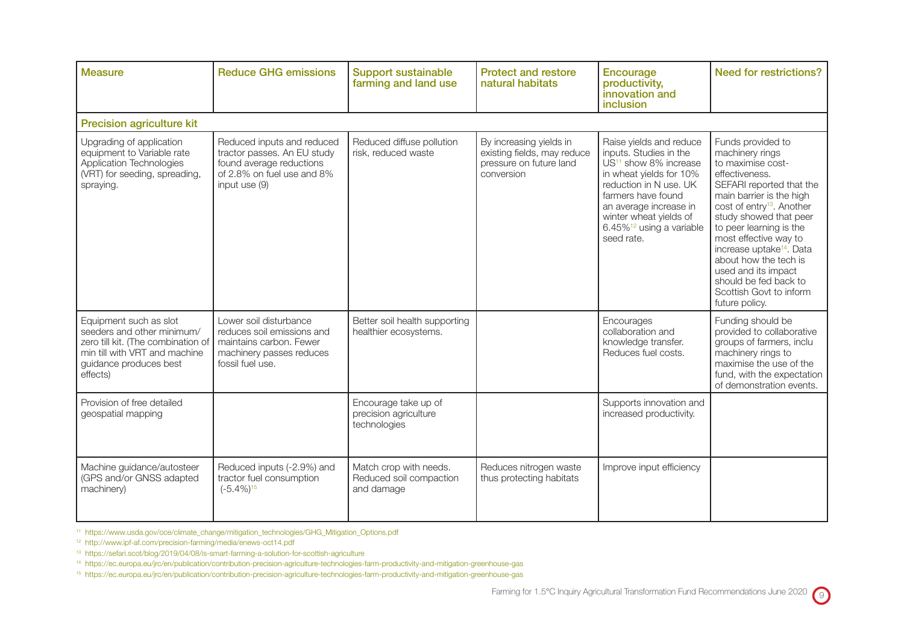| Measure | Reduce GHG emissions | Support sustainable farming and land use | Protect and restore natural habitats | Encourage productivity, innovation and inclusion | Need for restrictions? |
|---|---|---|---|---|---|
| **Precision agriculture kit** | | | | | |
| Upgrading of application equipment to Variable rate Application Technologies (VRT) for seeding, spreading, spraying. | Reduced inputs and reduced tractor passes. An EU study found average reductions of 2.8% on fuel use and 8% input use (9) | Reduced diffuse pollution risk, reduced waste | By increasing yields in existing fields, may reduce pressure on future land conversion | Raise yields and reduce inputs. Studies in the US[11] show 8% increase in wheat yields for 10% reduction in N use. UK farmers have found an average increase in winter wheat yields of 6.45%[12] using a variable seed rate. | Funds provided to machinery rings to maximise cost-effectiveness. SEFARI reported that the main barrier is the high cost of entry[13]. Another study showed that peer to peer learning is the most effective way to increase uptake[14]. Data about how the tech is used and its impact should be fed back to Scottish Govt to inform future policy. |
| Equipment such as slot seeders and other minimum/zero till kit. (The combination of min till with VRT and machine guidance produces best effects) | Lower soil disturbance reduces soil emissions and maintains carbon. Fewer machinery passes reduces fossil fuel use. | Better soil health supporting healthier ecosystems. | | Encourages collaboration and knowledge transfer. Reduces fuel costs. | Funding should be provided to collaborative groups of farmers, inclu machinery rings to maximise the use of the fund, with the expectation of demonstration events. |
| Provision of free detailed geospatial mapping | | Encourage take up of precision agriculture technologies | | Supports innovation and increased productivity. | |
| Machine guidance/autosteer (GPS and/or GNSS adapted machinery) | Reduced inputs (-2.9%) and tractor fuel consumption (-5.4%)[15] | Match crop with needs. Reduced soil compaction and damage | Reduces nitrogen waste thus protecting habitats | Improve input efficiency | |

[11] https://www.usda.gov/oce/climate_change/mitigation_technologies/GHG_Mitigation_Options.pdf

[12] http://www.ipf-af.com/precision-farming/media/enews-oct14.pdf

[13] https://sefari.scot/blog/2019/04/08/is-smart-farming-a-solution-for-scottish-agriculture

[14] https://ec.europa.eu/jrc/en/publication/contribution-precision-agriculture-technologies-farm-productivity-and-mitigation-greenhouse-gas

[15] https://ec.europa.eu/jrc/en/publication/contribution-precision-agriculture-technologies-farm-productivity-and-mitigation-greenhouse-gas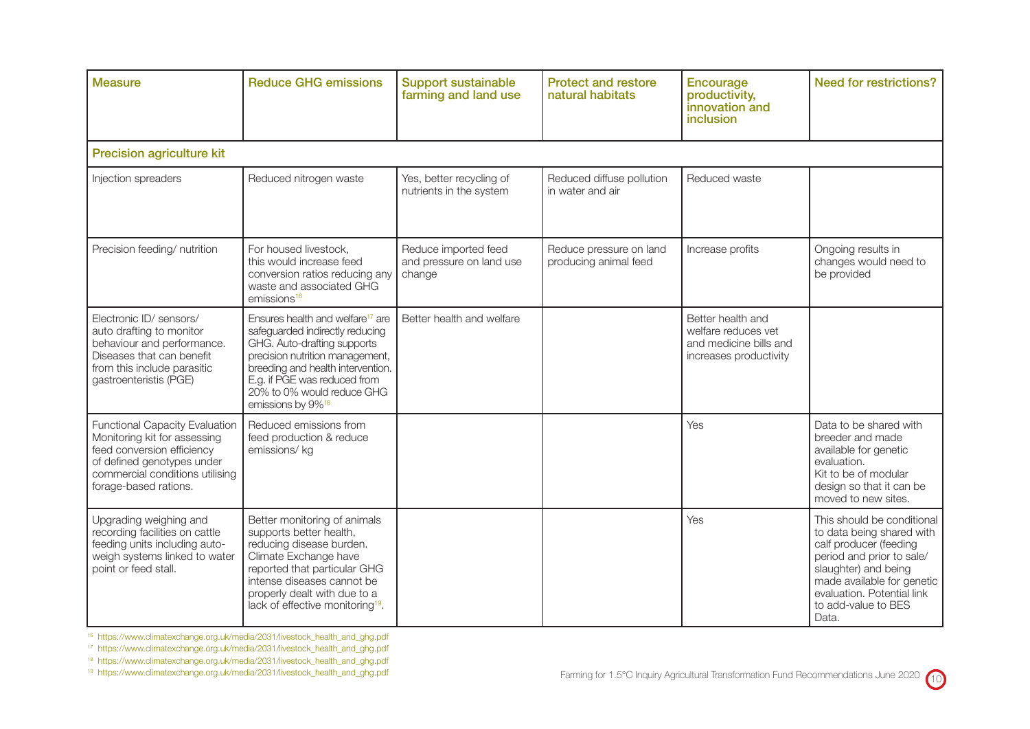| Measure | Reduce GHG emissions | Support sustainable farming and land use | Protect and restore natural habitats | Encourage productivity, innovation and inclusion | Need for restrictions? |
|---|---|---|---|---|---|
| **Precision agriculture kit** | | | | | |
| Injection spreaders | Reduced nitrogen waste | Yes, better recycling of nutrients in the system | Reduced diffuse pollution in water and air | Reduced waste | |
| Precision feeding/ nutrition | For housed livestock, this would increase feed conversion ratios reducing any waste and associated GHG emissions[16] | Reduce imported feed and pressure on land use change | Reduce pressure on land producing animal feed | Increase profits | Ongoing results in changes would need to be provided |
| Electronic ID/ sensors/ auto drafting to monitor behaviour and performance. Diseases that can benefit from this include parasitic gastroenteristis (PGE) | Ensures health and welfare[17] are safeguarded indirectly reducing GHG. Auto-drafting supports precision nutrition management, breeding and health intervention. E.g. if PGE was reduced from 20% to 0% would reduce GHG emissions by 9%[18] | Better health and welfare | | Better health and welfare reduces vet and medicine bills and increases productivity | |
| Functional Capacity Evaluation Monitoring kit for assessing feed conversion efficiency of defined genotypes under commercial conditions utilising forage-based rations. | Reduced emissions from feed production & reduce emissions/ kg | | | Yes | Data to be shared with breeder and made available for genetic evaluation. Kit to be of modular design so that it can be moved to new sites. |
| Upgrading weighing and recording facilities on cattle feeding units including auto-weigh systems linked to water point or feed stall. | Better monitoring of animals supports better health, reducing disease burden. Climate Exchange have reported that particular GHG intense diseases cannot be properly dealt with due to a lack of effective monitoring[19]. | | | Yes | This should be conditional to data being shared with calf producer (feeding period and prior to sale/ slaughter) and being made available for genetic evaluation. Potential link to add-value to BES Data. |

[16] https://www.climatexchange.org.uk/media/2031/livestock_health_and_ghg.pdf

[17] https://www.climatexchange.org.uk/media/2031/livestock_health_and_ghg.pdf

[18] https://www.climatexchange.org.uk/media/2031/livestock_health_and_ghg.pdf

[19] https://www.climatexchange.org.uk/media/2031/livestock_health_and_ghg.pdf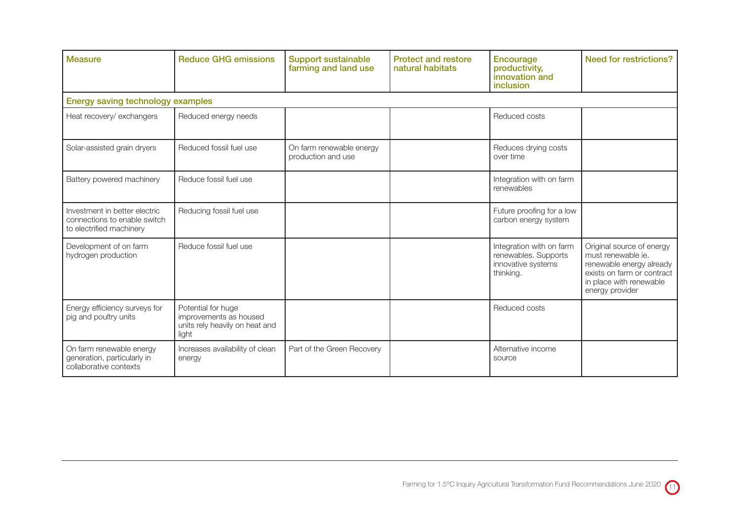| Measure | Reduce GHG emissions | Support sustainable farming and land use | Protect and restore natural habitats | Encourage productivity, innovation and inclusion | Need for restrictions? |
|---|---|---|---|---|---|
| **Energy saving technology examples** | | | | | |
| Heat recovery/ exchangers | Reduced energy needs | | | Reduced costs | |
| Solar-assisted grain dryers | Reduced fossil fuel use | On farm renewable energy production and use | | Reduces drying costs over time | |
| Battery powered machinery | Reduce fossil fuel use | | | Integration with on farm renewables | |
| Investment in better electric connections to enable switch to electrified machinery | Reducing fossil fuel use | | | Future proofing for a low carbon energy system | |
| Development of on farm hydrogen production | Reduce fossil fuel use | | | Integration with on farm renewables. Supports innovative systems thinking. | Original source of energy must renewable ie. renewable energy already exists on farm or contract in place with renewable energy provider |
| Energy efficiency surveys for pig and poultry units | Potential for huge improvements as housed units rely heavily on heat and light | | | Reduced costs | |
| On farm renewable energy generation, particularly in collaborative contexts | Increases availability of clean energy | Part of the Green Recovery | | Alternative income source | |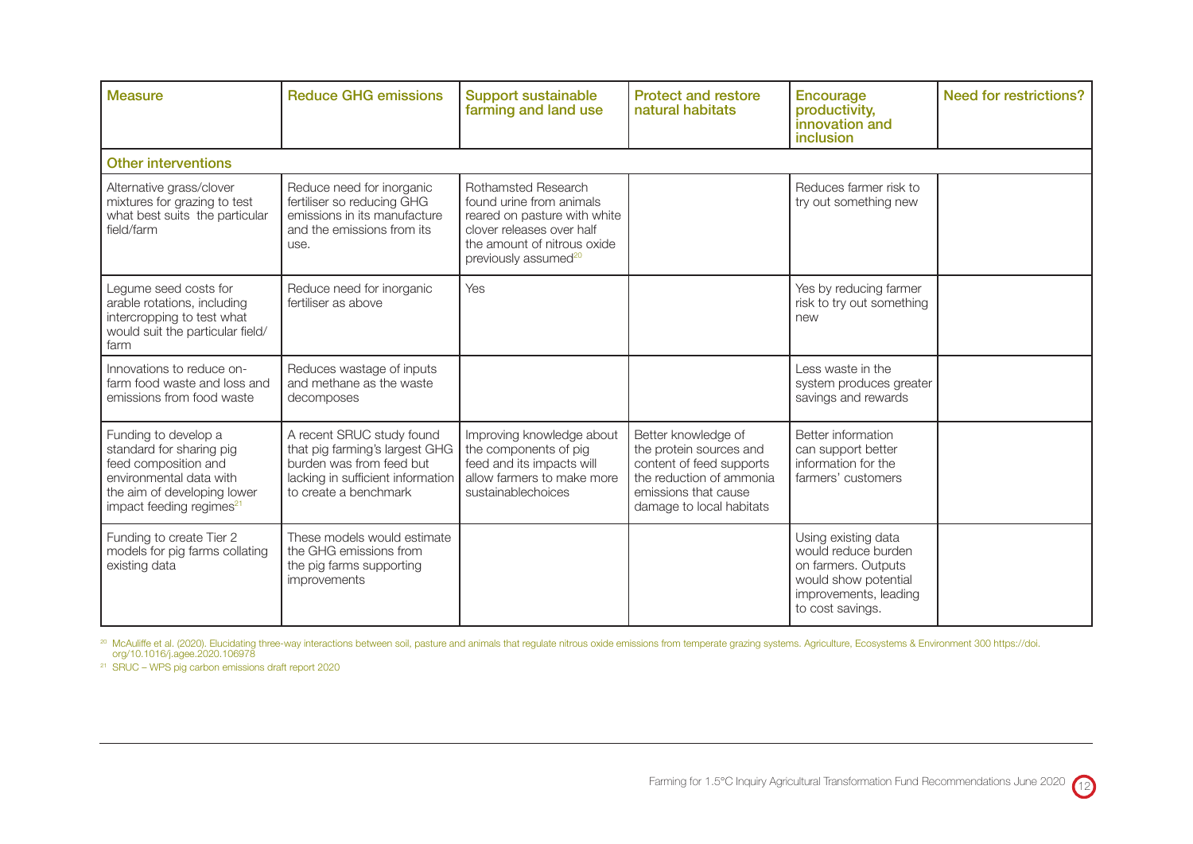| Measure | Reduce GHG emissions | Support sustainable farming and land use | Protect and restore natural habitats | Encourage productivity, innovation and inclusion | Need for restrictions? |
|---|---|---|---|---|---|
| **Other interventions** | | | | | |
| Alternative grass/clover mixtures for grazing to test what best suits the particular field/farm | Reduce need for inorganic fertiliser so reducing GHG emissions in its manufacture and the emissions from its use. | Rothamsted Research found urine from animals reared on pasture with white clover releases over half the amount of nitrous oxide previously assumed[20] | | Reduces farmer risk to try out something new | |
| Legume seed costs for arable rotations, including intercropping to test what would suit the particular field/farm | Reduce need for inorganic fertiliser as above | Yes | | Yes by reducing farmer risk to try out something new | |
| Innovations to reduce on-farm food waste and loss and emissions from food waste | Reduces wastage of inputs and methane as the waste decomposes | | | Less waste in the system produces greater savings and rewards | |
| Funding to develop a standard for sharing pig feed composition and environmental data with the aim of developing lower impact feeding regimes[21] | A recent SRUC study found that pig farming's largest GHG burden was from feed but lacking in sufficient information to create a benchmark | Improving knowledge about the components of pig feed and its impacts will allow farmers to make more sustainablechoices | Better knowledge of the protein sources and content of feed supports the reduction of ammonia emissions that cause damage to local habitats | Better information can support better information for the farmers' customers | |
| Funding to create Tier 2 models for pig farms collating existing data | These models would estimate the GHG emissions from the pig farms supporting improvements | | | Using existing data would reduce burden on farmers. Outputs would show potential improvements, leading to cost savings. | |

[20] McAuliffe et al. (2020). Elucidating three-way interactions between soil, pasture and animals that regulate nitrous oxide emissions from temperate grazing systems. Agriculture, Ecosystems & Environment 300 https://doi.org/10.1016/j.agee.2020.106978

[21] SRUC – WPS pig carbon emissions draft report 2020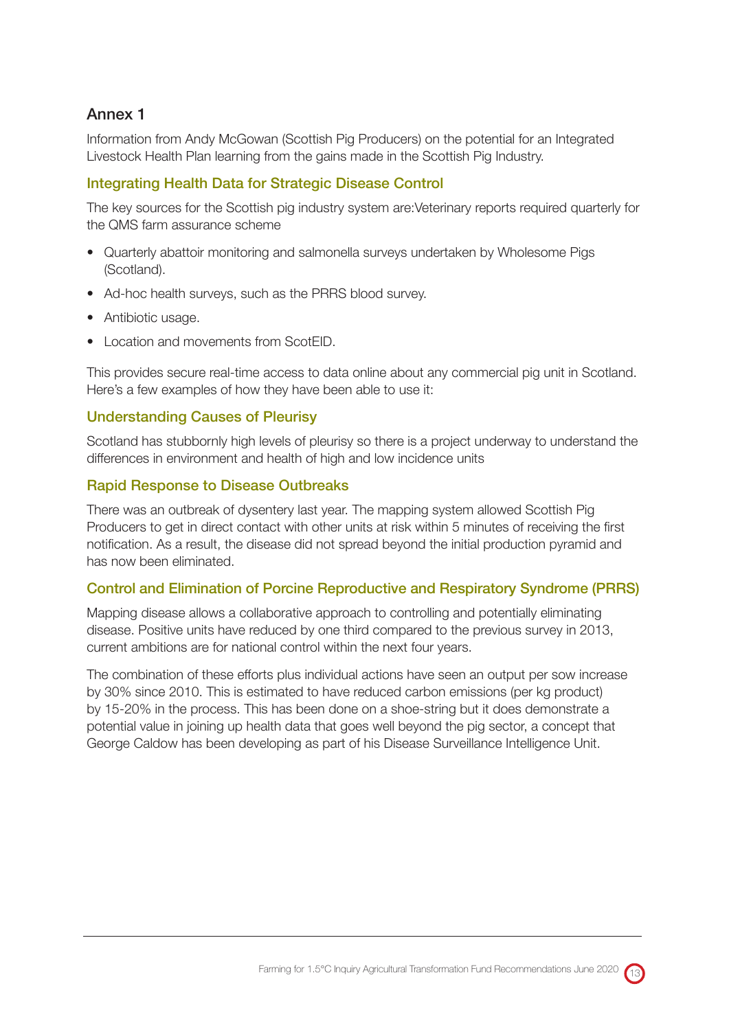## Annex 1

Information from Andy McGowan (Scottish Pig Producers) on the potential for an Integrated Livestock Health Plan learning from the gains made in the Scottish Pig Industry.

### Integrating Health Data for Strategic Disease Control

The key sources for the Scottish pig industry system are:Veterinary reports required quarterly for the QMS farm assurance scheme

- Quarterly abattoir monitoring and salmonella surveys undertaken by Wholesome Pigs (Scotland).
- Ad-hoc health surveys, such as the PRRS blood survey.
- Antibiotic usage.
- Location and movements from ScotEID.

This provides secure real-time access to data online about any commercial pig unit in Scotland. Here's a few examples of how they have been able to use it:

### Understanding Causes of Pleurisy

Scotland has stubbornly high levels of pleurisy so there is a project underway to understand the differences in environment and health of high and low incidence units

### Rapid Response to Disease Outbreaks

There was an outbreak of dysentery last year. The mapping system allowed Scottish Pig Producers to get in direct contact with other units at risk within 5 minutes of receiving the first notification. As a result, the disease did not spread beyond the initial production pyramid and has now been eliminated.

### Control and Elimination of Porcine Reproductive and Respiratory Syndrome (PRRS)

Mapping disease allows a collaborative approach to controlling and potentially eliminating disease. Positive units have reduced by one third compared to the previous survey in 2013, current ambitions are for national control within the next four years.

The combination of these efforts plus individual actions have seen an output per sow increase by 30% since 2010. This is estimated to have reduced carbon emissions (per kg product) by 15-20% in the process. This has been done on a shoe-string but it does demonstrate a potential value in joining up health data that goes well beyond the pig sector, a concept that George Caldow has been developing as part of his Disease Surveillance Intelligence Unit.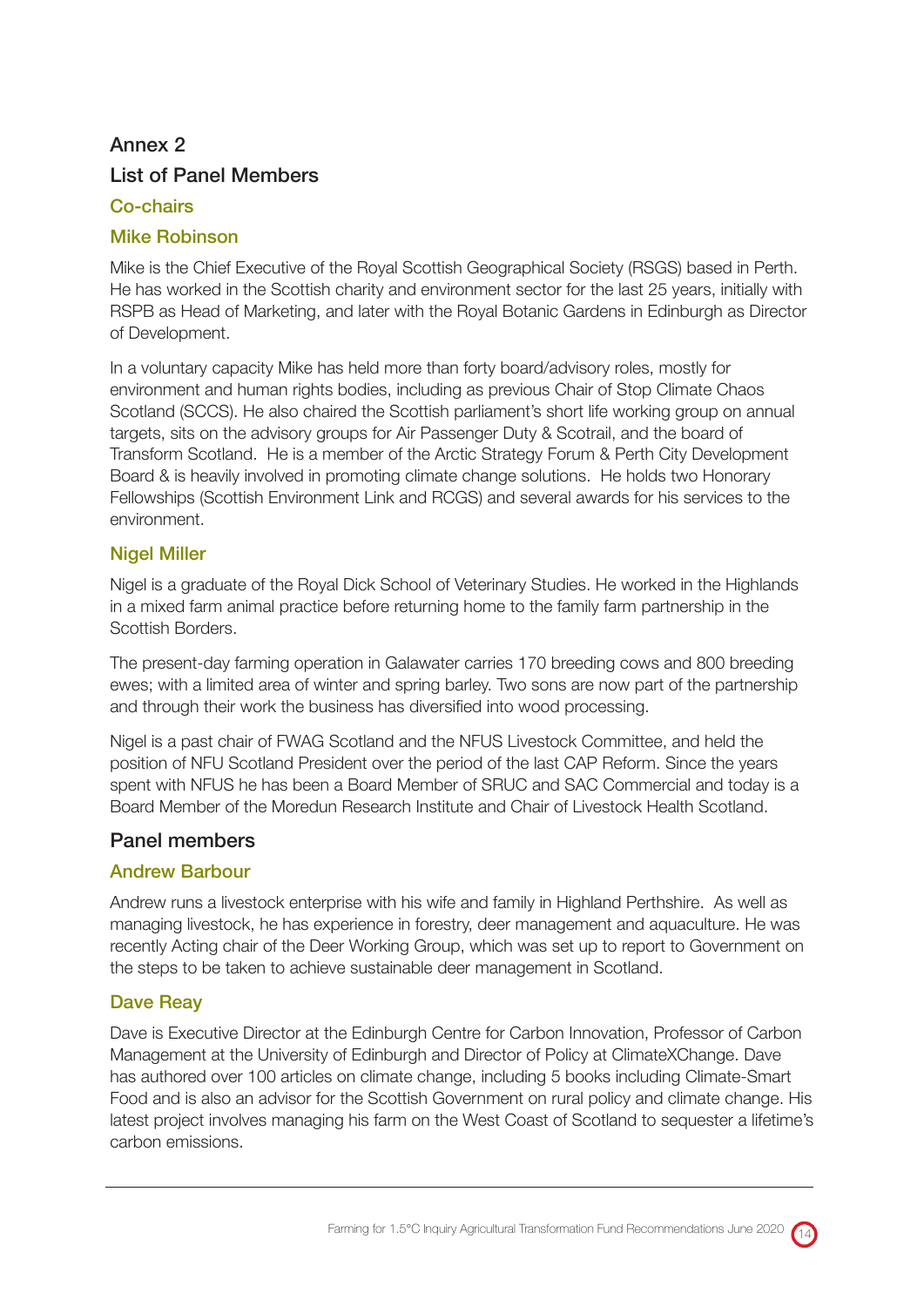# Annex 2

## List of Panel Members

### Co-chairs

### Mike Robinson

Mike is the Chief Executive of the Royal Scottish Geographical Society (RSGS) based in Perth. He has worked in the Scottish charity and environment sector for the last 25 years, initially with RSPB as Head of Marketing, and later with the Royal Botanic Gardens in Edinburgh as Director of Development.

In a voluntary capacity Mike has held more than forty board/advisory roles, mostly for environment and human rights bodies, including as previous Chair of Stop Climate Chaos Scotland (SCCS). He also chaired the Scottish parliament's short life working group on annual targets, sits on the advisory groups for Air Passenger Duty & Scotrail, and the board of Transform Scotland. He is a member of the Arctic Strategy Forum & Perth City Development Board & is heavily involved in promoting climate change solutions. He holds two Honorary Fellowships (Scottish Environment Link and RCGS) and several awards for his services to the environment.

### Nigel Miller

Nigel is a graduate of the Royal Dick School of Veterinary Studies. He worked in the Highlands in a mixed farm animal practice before returning home to the family farm partnership in the Scottish Borders.

The present-day farming operation in Galawater carries 170 breeding cows and 800 breeding ewes; with a limited area of winter and spring barley. Two sons are now part of the partnership and through their work the business has diversified into wood processing.

Nigel is a past chair of FWAG Scotland and the NFUS Livestock Committee, and held the position of NFU Scotland President over the period of the last CAP Reform. Since the years spent with NFUS he has been a Board Member of SRUC and SAC Commercial and today is a Board Member of the Moredun Research Institute and Chair of Livestock Health Scotland.

## Panel members

### Andrew Barbour

Andrew runs a livestock enterprise with his wife and family in Highland Perthshire. As well as managing livestock, he has experience in forestry, deer management and aquaculture. He was recently Acting chair of the Deer Working Group, which was set up to report to Government on the steps to be taken to achieve sustainable deer management in Scotland.

### Dave Reay

Dave is Executive Director at the Edinburgh Centre for Carbon Innovation, Professor of Carbon Management at the University of Edinburgh and Director of Policy at ClimateXChange. Dave has authored over 100 articles on climate change, including 5 books including Climate-Smart Food and is also an advisor for the Scottish Government on rural policy and climate change. His latest project involves managing his farm on the West Coast of Scotland to sequester a lifetime's carbon emissions.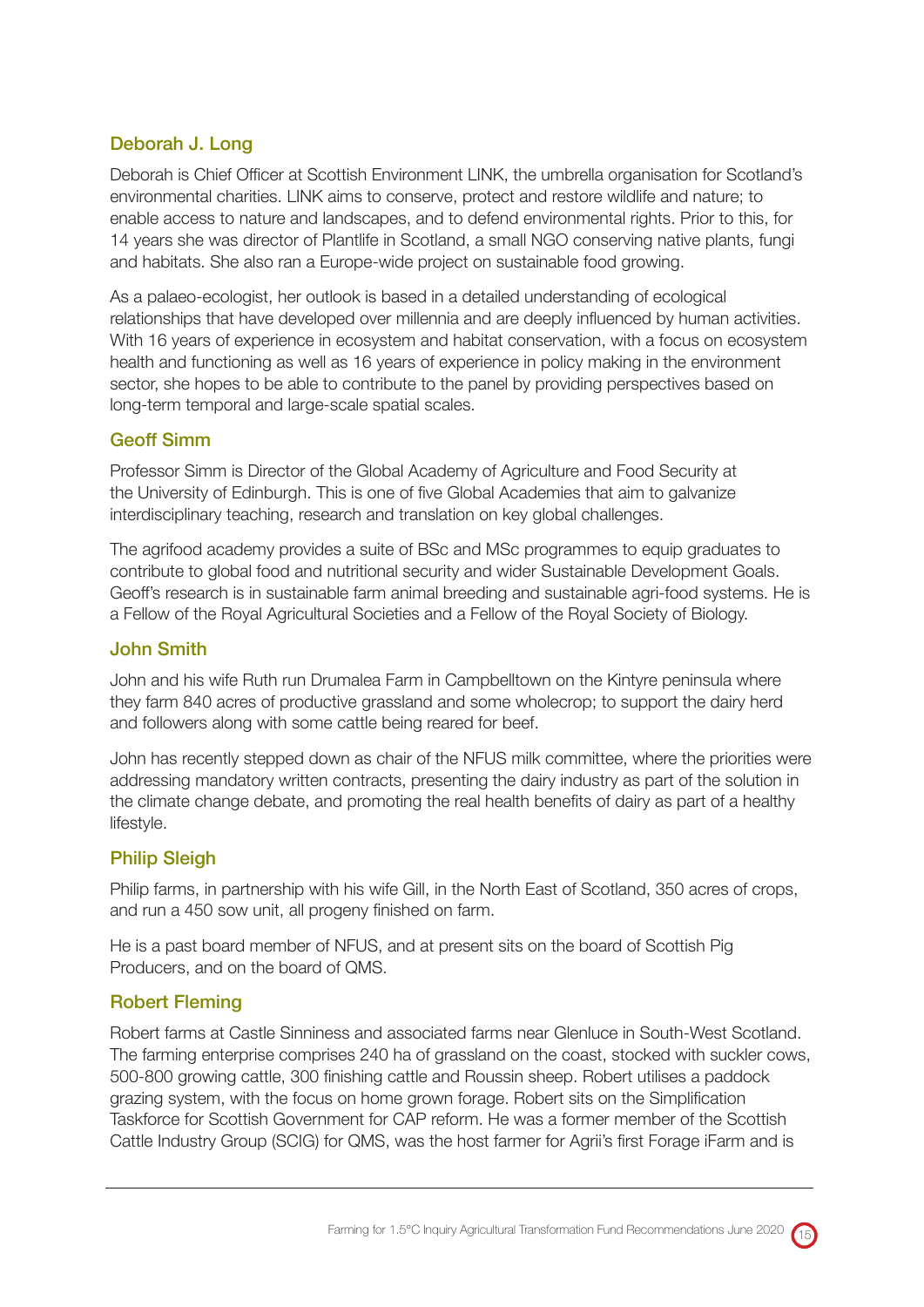### Deborah J. Long

Deborah is Chief Officer at Scottish Environment LINK, the umbrella organisation for Scotland's environmental charities. LINK aims to conserve, protect and restore wildlife and nature; to enable access to nature and landscapes, and to defend environmental rights. Prior to this, for 14 years she was director of Plantlife in Scotland, a small NGO conserving native plants, fungi and habitats. She also ran a Europe-wide project on sustainable food growing.

As a palaeo-ecologist, her outlook is based in a detailed understanding of ecological relationships that have developed over millennia and are deeply influenced by human activities. With 16 years of experience in ecosystem and habitat conservation, with a focus on ecosystem health and functioning as well as 16 years of experience in policy making in the environment sector, she hopes to be able to contribute to the panel by providing perspectives based on long-term temporal and large-scale spatial scales.

### Geoff Simm

Professor Simm is Director of the Global Academy of Agriculture and Food Security at the University of Edinburgh. This is one of five Global Academies that aim to galvanize interdisciplinary teaching, research and translation on key global challenges.

The agrifood academy provides a suite of BSc and MSc programmes to equip graduates to contribute to global food and nutritional security and wider Sustainable Development Goals. Geoff's research is in sustainable farm animal breeding and sustainable agri-food systems. He is a Fellow of the Royal Agricultural Societies and a Fellow of the Royal Society of Biology.

### John Smith

John and his wife Ruth run Drumalea Farm in Campbelltown on the Kintyre peninsula where they farm 840 acres of productive grassland and some wholecrop; to support the dairy herd and followers along with some cattle being reared for beef.

John has recently stepped down as chair of the NFUS milk committee, where the priorities were addressing mandatory written contracts, presenting the dairy industry as part of the solution in the climate change debate, and promoting the real health benefits of dairy as part of a healthy lifestyle.

### Philip Sleigh

Philip farms, in partnership with his wife Gill, in the North East of Scotland, 350 acres of crops, and run a 450 sow unit, all progeny finished on farm.

He is a past board member of NFUS, and at present sits on the board of Scottish Pig Producers, and on the board of QMS.

### Robert Fleming

Robert farms at Castle Sinniness and associated farms near Glenluce in South-West Scotland. The farming enterprise comprises 240 ha of grassland on the coast, stocked with suckler cows, 500-800 growing cattle, 300 finishing cattle and Roussin sheep. Robert utilises a paddock grazing system, with the focus on home grown forage. Robert sits on the Simplification Taskforce for Scottish Government for CAP reform. He was a former member of the Scottish Cattle Industry Group (SCIG) for QMS, was the host farmer for Agrii's first Forage iFarm and is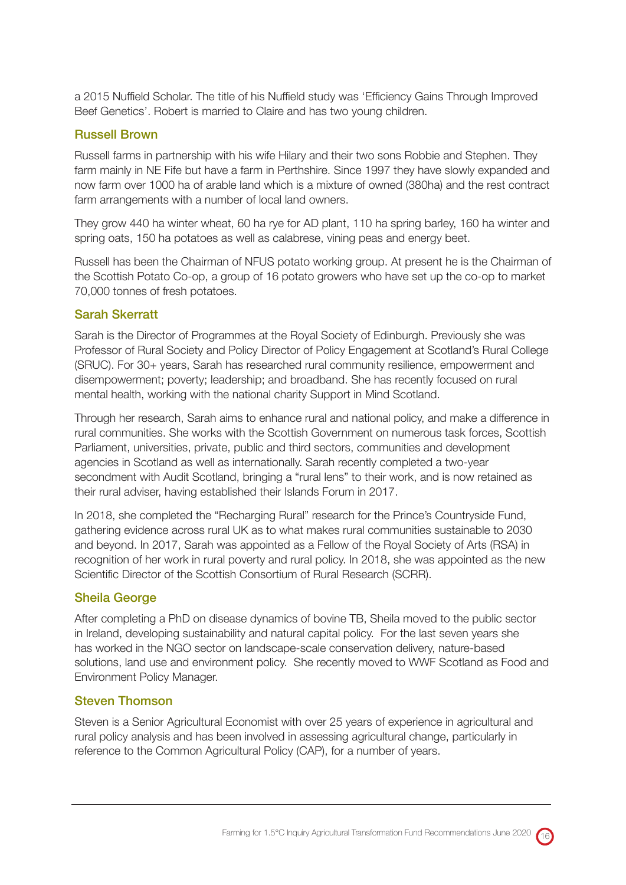a 2015 Nuffield Scholar. The title of his Nuffield study was 'Efficiency Gains Through Improved Beef Genetics'. Robert is married to Claire and has two young children.

### Russell Brown

Russell farms in partnership with his wife Hilary and their two sons Robbie and Stephen. They farm mainly in NE Fife but have a farm in Perthshire. Since 1997 they have slowly expanded and now farm over 1000 ha of arable land which is a mixture of owned (380ha) and the rest contract farm arrangements with a number of local land owners.

They grow 440 ha winter wheat, 60 ha rye for AD plant, 110 ha spring barley, 160 ha winter and spring oats, 150 ha potatoes as well as calabrese, vining peas and energy beet.

Russell has been the Chairman of NFUS potato working group. At present he is the Chairman of the Scottish Potato Co-op, a group of 16 potato growers who have set up the co-op to market 70,000 tonnes of fresh potatoes.

### Sarah Skerratt

Sarah is the Director of Programmes at the Royal Society of Edinburgh. Previously she was Professor of Rural Society and Policy Director of Policy Engagement at Scotland's Rural College (SRUC). For 30+ years, Sarah has researched rural community resilience, empowerment and disempowerment; poverty; leadership; and broadband. She has recently focused on rural mental health, working with the national charity Support in Mind Scotland.

Through her research, Sarah aims to enhance rural and national policy, and make a difference in rural communities. She works with the Scottish Government on numerous task forces, Scottish Parliament, universities, private, public and third sectors, communities and development agencies in Scotland as well as internationally. Sarah recently completed a two-year secondment with Audit Scotland, bringing a "rural lens" to their work, and is now retained as their rural adviser, having established their Islands Forum in 2017.

In 2018, she completed the "Recharging Rural" research for the Prince's Countryside Fund, gathering evidence across rural UK as to what makes rural communities sustainable to 2030 and beyond. In 2017, Sarah was appointed as a Fellow of the Royal Society of Arts (RSA) in recognition of her work in rural poverty and rural policy. In 2018, she was appointed as the new Scientific Director of the Scottish Consortium of Rural Research (SCRR).

### Sheila George

After completing a PhD on disease dynamics of bovine TB, Sheila moved to the public sector in Ireland, developing sustainability and natural capital policy. For the last seven years she has worked in the NGO sector on landscape-scale conservation delivery, nature-based solutions, land use and environment policy. She recently moved to WWF Scotland as Food and Environment Policy Manager.

### Steven Thomson

Steven is a Senior Agricultural Economist with over 25 years of experience in agricultural and rural policy analysis and has been involved in assessing agricultural change, particularly in reference to the Common Agricultural Policy (CAP), for a number of years.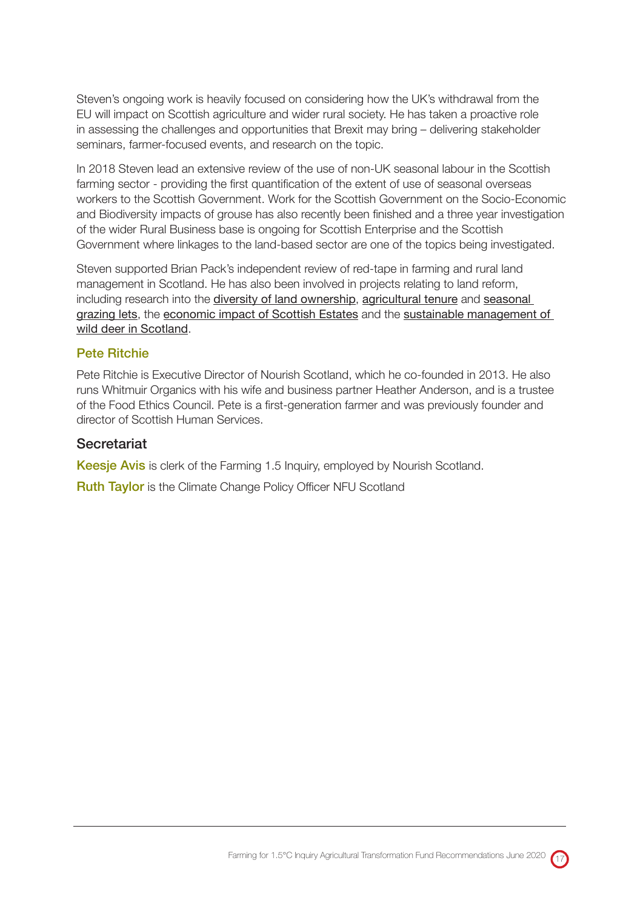Steven's ongoing work is heavily focused on considering how the UK's withdrawal from the EU will impact on Scottish agriculture and wider rural society. He has taken a proactive role in assessing the challenges and opportunities that Brexit may bring – delivering stakeholder seminars, farmer-focused events, and research on the topic.

In 2018 Steven lead an extensive review of the use of non-UK seasonal labour in the Scottish farming sector - providing the first quantification of the extent of use of seasonal overseas workers to the Scottish Government. Work for the Scottish Government on the Socio-Economic and Biodiversity impacts of grouse has also recently been finished and a three year investigation of the wider Rural Business base is ongoing for Scottish Enterprise and the Scottish Government where linkages to the land-based sector are one of the topics being investigated.

Steven supported Brian Pack's independent review of red-tape in farming and rural land management in Scotland. He has also been involved in projects relating to land reform, including research into the diversity of land ownership, agricultural tenure and seasonal grazing lets, the economic impact of Scottish Estates and the sustainable management of wild deer in Scotland.

### Pete Ritchie

Pete Ritchie is Executive Director of Nourish Scotland, which he co-founded in 2013. He also runs Whitmuir Organics with his wife and business partner Heather Anderson, and is a trustee of the Food Ethics Council. Pete is a first-generation farmer and was previously founder and director of Scottish Human Services.

## Secretariat

**Keesje Avis** is clerk of the Farming 1.5 Inquiry, employed by Nourish Scotland.

**Ruth Taylor** is the Climate Change Policy Officer NFU Scotland